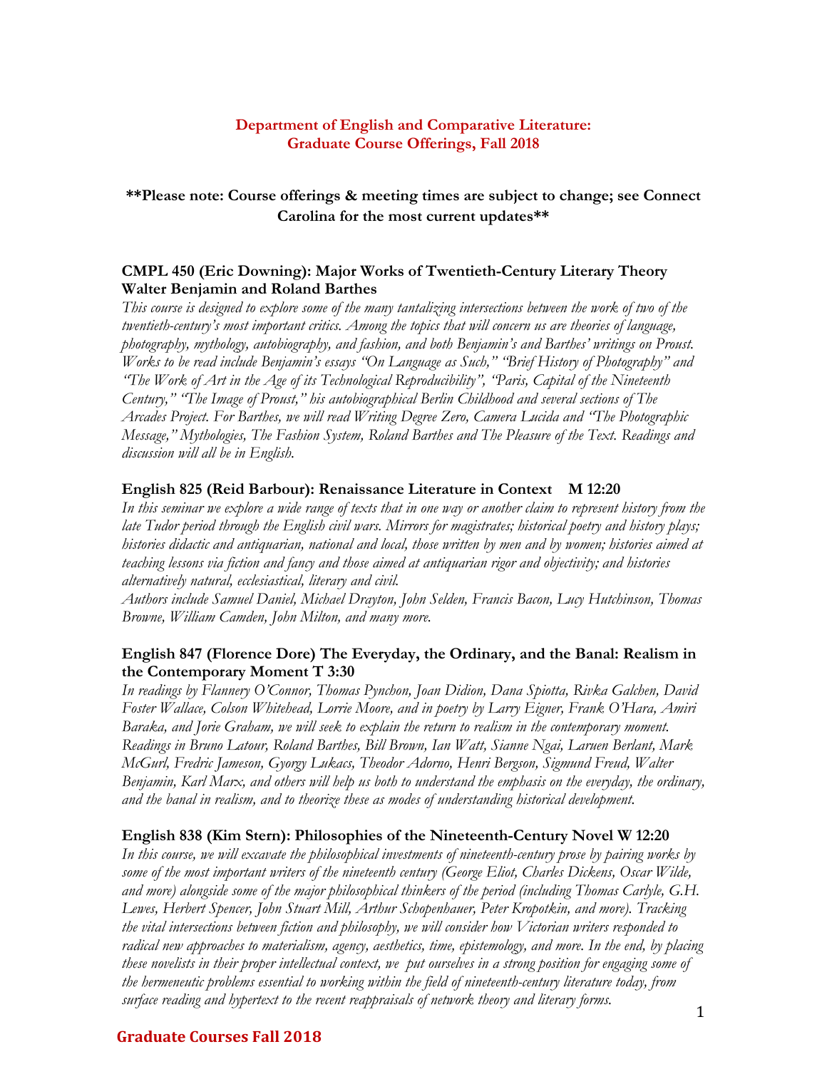# Department of English and Comparative Literature: Graduate Course Offerings, Fall 2018

**Please note: Course offerings & meeting times are subject to change; see Connect Carolina for the most current updates**

### CMPL 450 (Eric Downing): Major Works of Twentieth-Century Literary Theory Walter Benjamin and Roland Barthes

*This course is designed to explore some of the many tantalizing intersections between the work of two of the twentieth-century's most important critics. Among the topics that will concern us are theories of language, photography, mythology, autobiography, and fashion, and both Benjamin's and Barthes' writings on Proust. Works to be read include Benjamin's essays "On Language as Such," "Brief History of Photography" and "The Work of Art in the Age of its Technological Reproducibility", "Paris, Capital of the Nineteenth Century," "The Image of Proust," his autobiographical Berlin Childhood and several sections of The Arcades Project. For Barthes, we will read Writing Degree Zero, Camera Lucida and "The Photographic Message," Mythologies, The Fashion System, Roland Barthes and The Pleasure of the Text. Readings and discussion will all be in English.*

### English 825 (Reid Barbour): Renaissance Literature in Context M 12:20

*In this seminar we explore a wide range of texts that in one way or another claim to represent history from the late Tudor period through the English civil wars. Mirrors for magistrates; historical poetry and history plays; histories didactic and antiquarian, national and local, those written by men and by women; histories aimed at teaching lessons via fiction and fancy and those aimed at antiquarian rigor and objectivity; and histories alternatively natural, ecclesiastical, literary and civil.*

*Authors include Samuel Daniel, Michael Drayton, John Selden, Francis Bacon, Lucy Hutchinson, Thomas Browne, William Camden, John Milton, and many more.*

### English 847 (Florence Dore) The Everyday, the Ordinary, and the Banal: Realism in the Contemporary Moment T 3:30

*In readings by Flannery O'Connor, Thomas Pynchon, Joan Didion, Dana Spiotta, Rivka Galchen, David Foster Wallace, Colson Whitehead, Lorrie Moore, and in poetry by Larry Eigner, Frank O'Hara, Amiri Baraka, and Jorie Graham, we will seek to explain the return to realism in the contemporary moment. Readings in Bruno Latour, Roland Barthes, Bill Brown, Ian Watt, Sianne Ngai, Laruen Berlant, Mark McGurl, Fredric Jameson, Gyorgy Lukacs, Theodor Adorno, Henri Bergson, Sigmund Freud, Walter Benjamin, Karl Marx, and others will help us both to understand the emphasis on the everyday, the ordinary, and the banal in realism, and to theorize these as modes of understanding historical development.*

### English 838 (Kim Stern): Philosophies of the Nineteenth-Century Novel W 12:20

*In this course, we will excavate the philosophical investments of nineteenth-century prose by pairing works by some of the most important writers of the nineteenth century (George Eliot, Charles Dickens, Oscar Wilde, and more) alongside some of the major philosophical thinkers of the period (including Thomas Carlyle, G.H. Lewes, Herbert Spencer, John Stuart Mill, Arthur Schopenhauer, Peter Kropotkin, and more). Tracking the vital intersections between fiction and philosophy, we will consider how Victorian writers responded to radical new approaches to materialism, agency, aesthetics, time, epistemology, and more. In the end, by placing these novelists in their proper intellectual context, we put ourselves in a strong position for engaging some of the hermeneutic problems essential to working within the field of nineteenth-century literature today, from surface reading and hypertext to the recent reappraisals of network theory and literary forms.*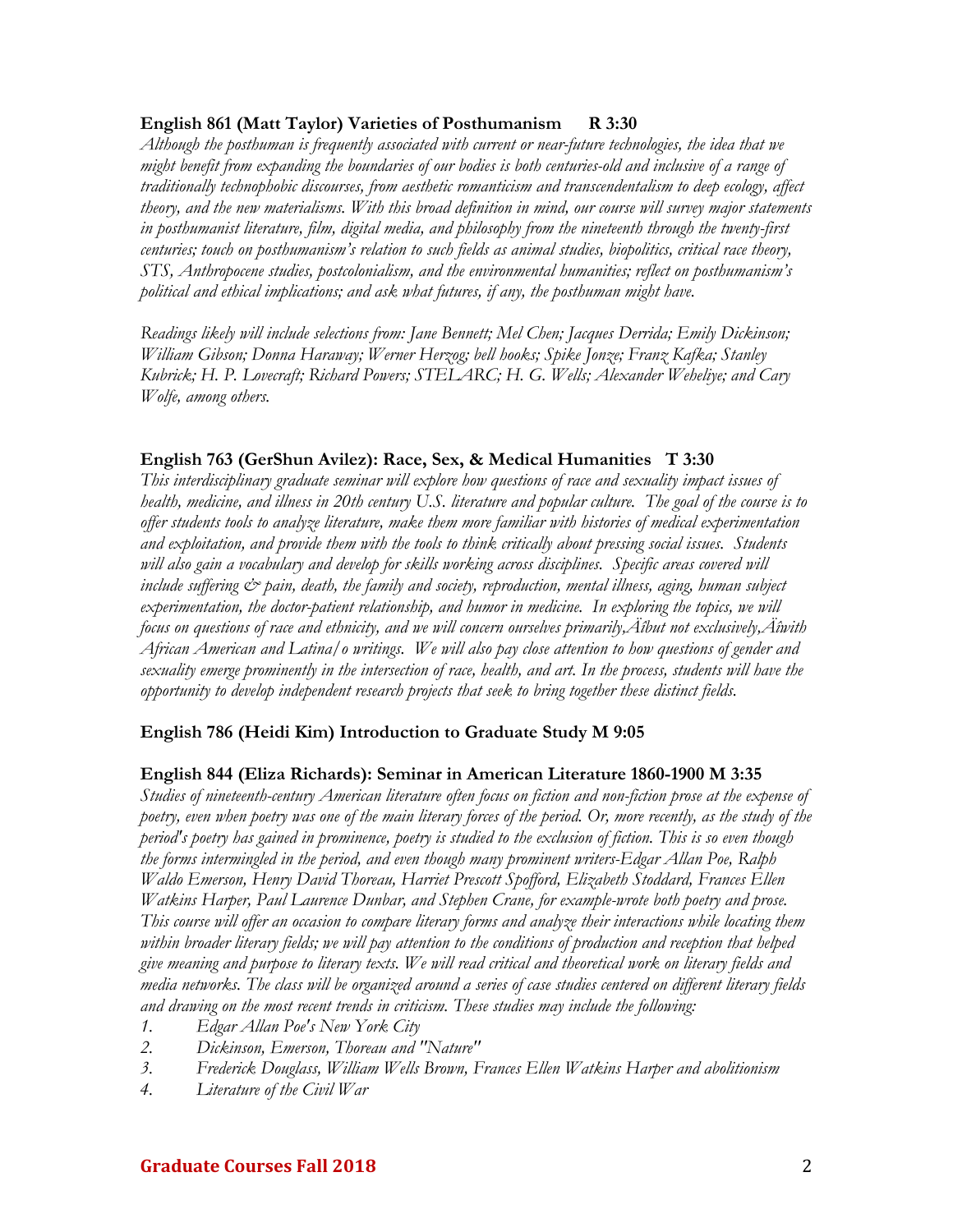**English 861 (Matt Taylor) Varieties of Posthumanism R 3:30**

*Although the posthuman is frequently associated with current or near-future technologies, the idea that we might benefit from expanding the boundaries of our bodies is both centuries-old and inclusive of a range of traditionally technophobic discourses, from aesthetic romanticism and transcendentalism to deep ecology, affect theory, and the new materialisms. With this broad definition in mind, our course will survey major statements in posthumanist literature, film, digital media, and philosophy from the nineteenth through the twenty-first centuries; touch on posthumanism's relation to such fields as animal studies, biopolitics, critical race theory, STS, Anthropocene studies, postcolonialism, and the environmental humanities; reflect on posthumanism's political and ethical implications; and ask what futures, if any, the posthuman might have.*

*Readings likely will include selections from: Jane Bennett; Mel Chen; Jacques Derrida; Emily Dickinson; William Gibson; Donna Haraway; Werner Herzog; bell hooks; Spike Jonze; Franz Kafka; Stanley Kubrick; H. P. Lovecraft; Richard Powers; STELARC; H. G. Wells; Alexander Weheliye; and Cary Wolfe, among others.*

**English 763 (GerShun Avilez): Race, Sex, & Medical Humanities T 3:30**

*This interdisciplinary graduate seminar will explore how questions of race and sexuality impact issues of health, medicine, and illness in 20th century U.S. literature and popular culture. The goal of the course is to offer students tools to analyze literature, make them more familiar with histories of medical experimentation and exploitation, and provide them with the tools to think critically about pressing social issues. Students will also gain a vocabulary and develop for skills working across disciplines. Specific areas covered will include suffering & pain, death, the family and society, reproduction, mental illness, aging, human subject experimentation, the doctor-patient relationship, and humor in medicine. In exploring the topics, we will focus on questions of race and ethnicity, and we will concern ourselves primarily,Äîbut not exclusively,Äîwith African American and Latina/o writings. We will also pay close attention to how questions of gender and sexuality emerge prominently in the intersection of race, health, and art. In the process, students will have the opportunity to develop independent research projects that seek to bring together these distinct fields.*

**English 786 (Heidi Kim) Introduction to Graduate Study M 9:05**

**English 844 (Eliza Richards): Seminar in American Literature 1860-1900 M 3:35**

*Studies of nineteenth-century American literature often focus on fiction and non-fiction prose at the expense of poetry, even when poetry was one of the main literary forces of the period. Or, more recently, as the study of the period's poetry has gained in prominence, poetry is studied to the exclusion of fiction. This is so even though the forms intermingled in the period, and even though many prominent writers-Edgar Allan Poe, Ralph Waldo Emerson, Henry David Thoreau, Harriet Prescott Spofford, Elizabeth Stoddard, Frances Ellen Watkins Harper, Paul Laurence Dunbar, and Stephen Crane, for example-wrote both poetry and prose. This course will offer an occasion to compare literary forms and analyze their interactions while locating them within broader literary fields; we will pay attention to the conditions of production and reception that helped give meaning and purpose to literary texts. We will read critical and theoretical work on literary fields and media networks. The class will be organized around a series of case studies centered on different literary fields and drawing on the most recent trends in criticism. These studies may include the following:*

1. *Edgar Allan Poe's New York City*
2. *Dickinson, Emerson, Thoreau and "Nature"*
3. *Frederick Douglass, William Wells Brown, Frances Ellen Watkins Harper and abolitionism*
4. *Literature of the Civil War*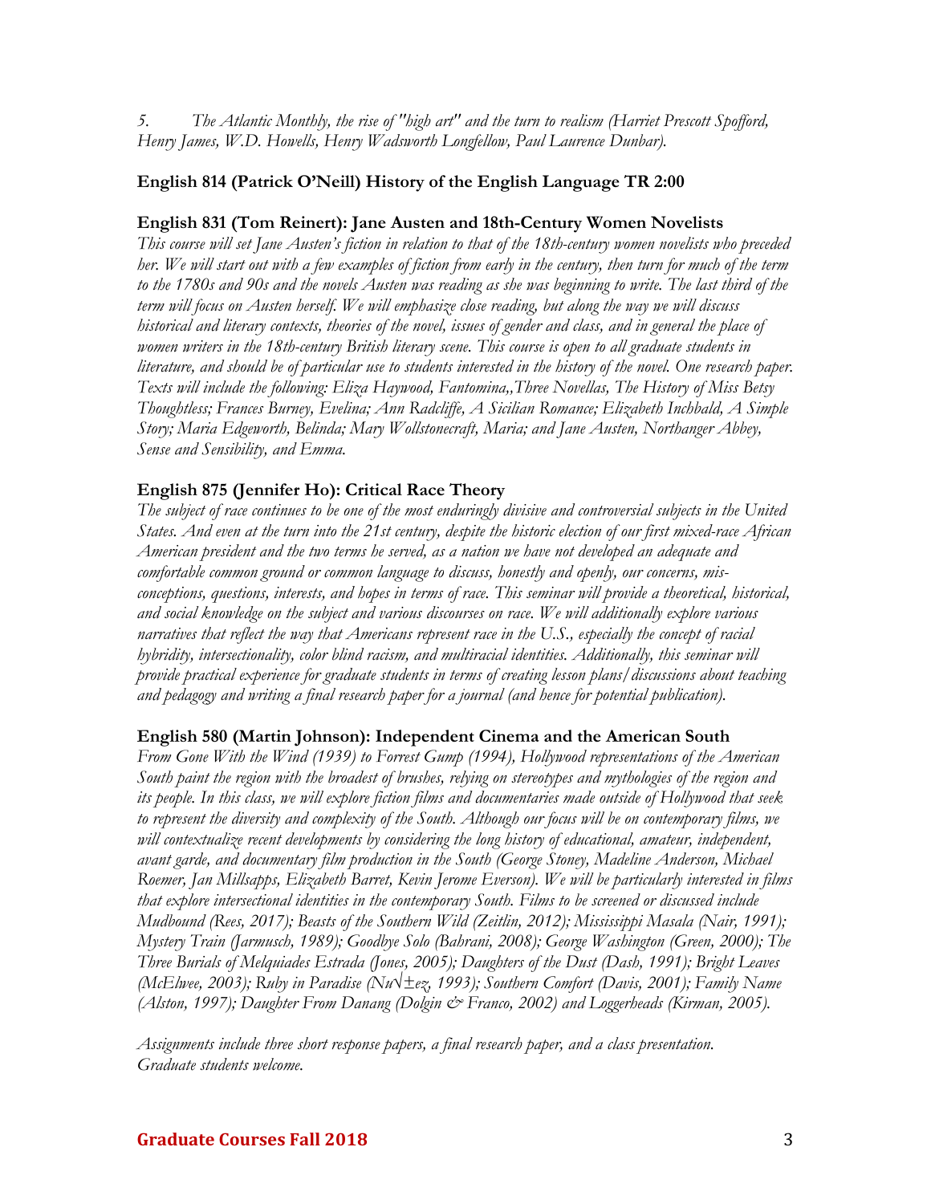*5. The Atlantic Monthly, the rise of "high art" and the turn to realism (Harriet Prescott Spofford, Henry James, W.D. Howells, Henry Wadsworth Longfellow, Paul Laurence Dunbar).*

**English 814 (Patrick O'Neill) History of the English Language TR 2:00**

**English 831 (Tom Reinert): Jane Austen and 18th-Century Women Novelists**

*This course will set Jane Austen's fiction in relation to that of the 18th-century women novelists who preceded her. We will start out with a few examples of fiction from early in the century, then turn for much of the term to the 1780s and 90s and the novels Austen was reading as she was beginning to write. The last third of the term will focus on Austen herself. We will emphasize close reading, but along the way we will discuss historical and literary contexts, theories of the novel, issues of gender and class, and in general the place of women writers in the 18th-century British literary scene. This course is open to all graduate students in literature, and should be of particular use to students interested in the history of the novel. One research paper. Texts will include the following: Eliza Haywood, Fantomina,,Three Novellas, The History of Miss Betsy Thoughtless; Frances Burney, Evelina; Ann Radcliffe, A Sicilian Romance; Elizabeth Inchbald, A Simple Story; Maria Edgeworth, Belinda; Mary Wollstonecraft, Maria; and Jane Austen, Northanger Abbey, Sense and Sensibility, and Emma.*

**English 875 (Jennifer Ho): Critical Race Theory**

*The subject of race continues to be one of the most enduringly divisive and controversial subjects in the United States. And even at the turn into the 21st century, despite the historic election of our first mixed-race African American president and the two terms he served, as a nation we have not developed an adequate and comfortable common ground or common language to discuss, honestly and openly, our concerns, mis-conceptions, questions, interests, and hopes in terms of race. This seminar will provide a theoretical, historical, and social knowledge on the subject and various discourses on race. We will additionally explore various narratives that reflect the way that Americans represent race in the U.S., especially the concept of racial hybridity, intersectionality, color blind racism, and multiracial identities. Additionally, this seminar will provide practical experience for graduate students in terms of creating lesson plans/discussions about teaching and pedagogy and writing a final research paper for a journal (and hence for potential publication).*

**English 580 (Martin Johnson): Independent Cinema and the American South**

*From Gone With the Wind (1939) to Forrest Gump (1994), Hollywood representations of the American South paint the region with the broadest of brushes, relying on stereotypes and mythologies of the region and its people. In this class, we will explore fiction films and documentaries made outside of Hollywood that seek to represent the diversity and complexity of the South. Although our focus will be on contemporary films, we will contextualize recent developments by considering the long history of educational, amateur, independent, avant garde, and documentary film production in the South (George Stoney, Madeline Anderson, Michael Roemer, Jan Millsapps, Elizabeth Barret, Kevin Jerome Everson). We will be particularly interested in films that explore intersectional identities in the contemporary South. Films to be screened or discussed include Mudbound (Rees, 2017); Beasts of the Southern Wild (Zeitlin, 2012); Mississippi Masala (Nair, 1991); Mystery Train (Jarmusch, 1989); Goodbye Solo (Bahrani, 2008); George Washington (Green, 2000); The Three Burials of Melquiades Estrada (Jones, 2005); Daughters of the Dust (Dash, 1991); Bright Leaves (McElwee, 2003); Ruby in Paradise (Nu√±ez, 1993); Southern Comfort (Davis, 2001); Family Name (Alston, 1997); Daughter From Danang (Dolgin & Franco, 2002) and Loggerheads (Kirman, 2005).*

*Assignments include three short response papers, a final research paper, and a class presentation. Graduate students welcome.*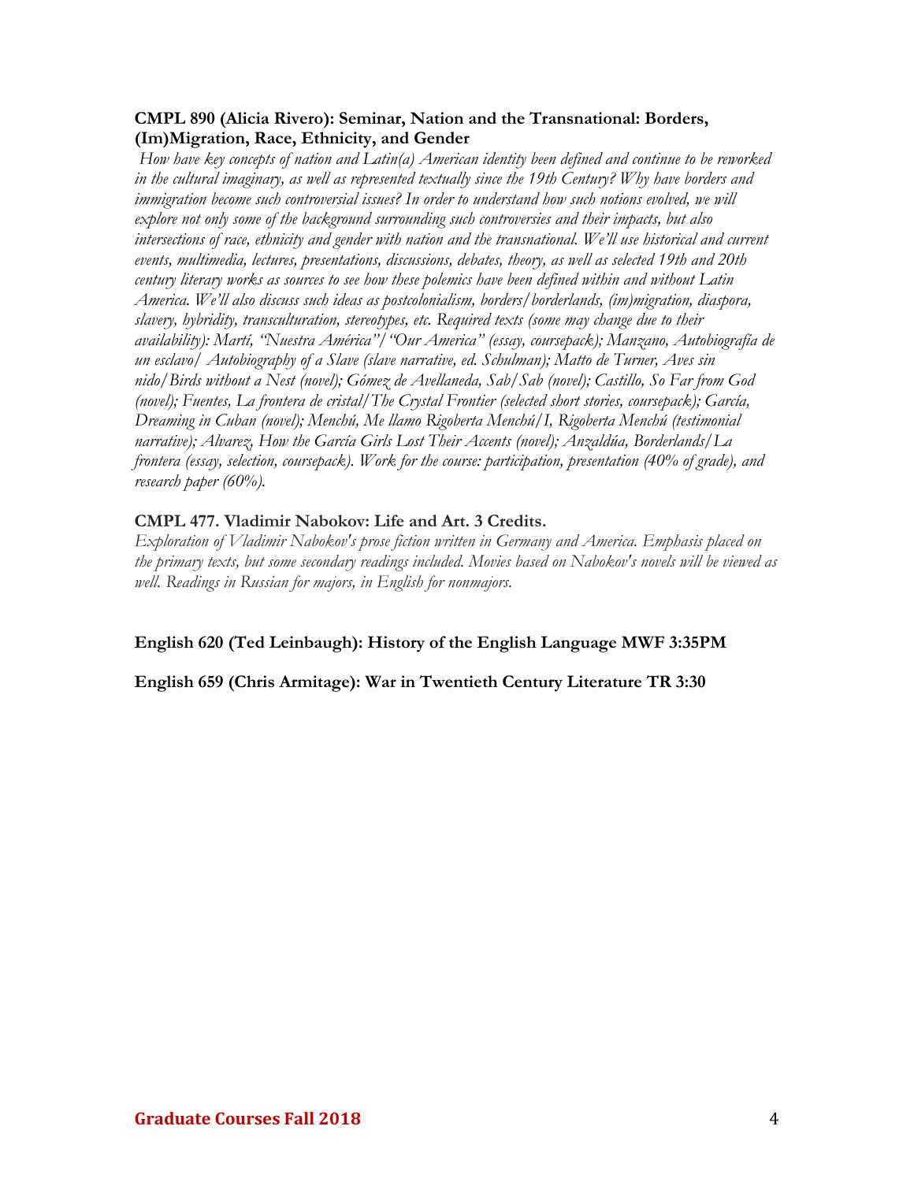**CMPL 890 (Alicia Rivero): Seminar, Nation and the Transnational: Borders, (Im)Migration, Race, Ethnicity, and Gender**

*How have key concepts of nation and Latin(a) American identity been defined and continue to be reworked in the cultural imaginary, as well as represented textually since the 19th Century? Why have borders and immigration become such controversial issues? In order to understand how such notions evolved, we will explore not only some of the background surrounding such controversies and their impacts, but also intersections of race, ethnicity and gender with nation and the transnational. We'll use historical and current events, multimedia, lectures, presentations, discussions, debates, theory, as well as selected 19th and 20th century literary works as sources to see how these polemics have been defined within and without Latin America. We'll also discuss such ideas as postcolonialism, borders/borderlands, (im)migration, diaspora, slavery, hybridity, transculturation, stereotypes, etc. Required texts (some may change due to their availability): Martí, "Nuestra América"/"Our America" (essay, coursepack); Manzano, Autobiografía de un esclavo/ Autobiography of a Slave (slave narrative, ed. Schulman); Matto de Turner, Aves sin nido/Birds without a Nest (novel); Gómez de Avellaneda, Sab/Sab (novel); Castillo, So Far from God (novel); Fuentes, La frontera de cristal/The Crystal Frontier (selected short stories, coursepack); García, Dreaming in Cuban (novel); Menchú, Me llamo Rigoberta Menchú/I, Rigoberta Menchú (testimonial narrative); Alvarez, How the García Girls Lost Their Accents (novel); Anzaldúa, Borderlands/La frontera (essay, selection, coursepack). Work for the course: participation, presentation (40% of grade), and research paper (60%).*

**CMPL 477. Vladimir Nabokov: Life and Art. 3 Credits.**

*Exploration of Vladimir Nabokov's prose fiction written in Germany and America. Emphasis placed on the primary texts, but some secondary readings included. Movies based on Nabokov's novels will be viewed as well. Readings in Russian for majors, in English for nonmajors.*

**English 620 (Ted Leinbaugh): History of the English Language MWF 3:35PM**

**English 659 (Chris Armitage): War in Twentieth Century Literature TR 3:30**